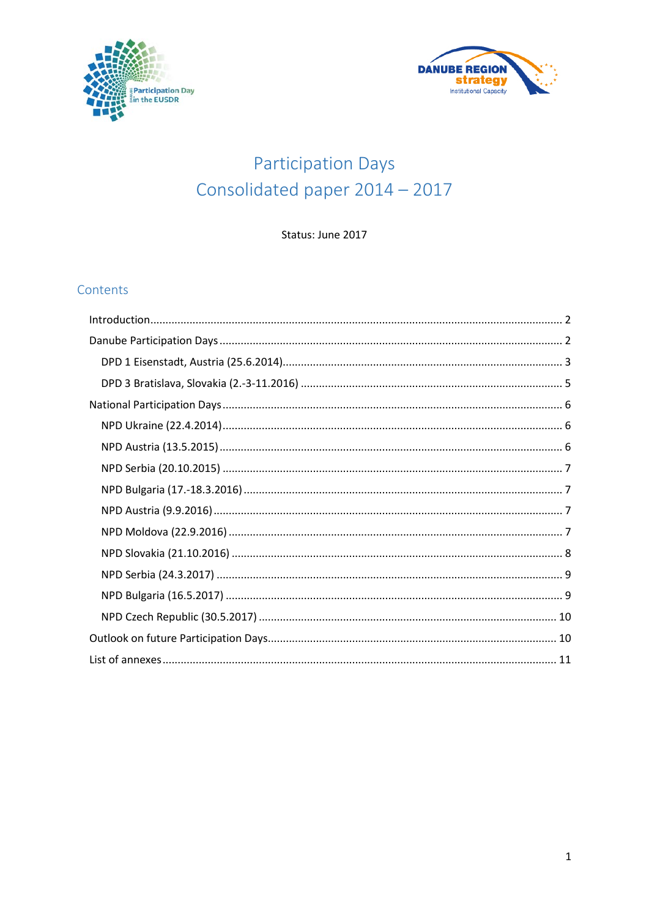# Participation Days
# Consolidated paper 2014 – 2017

Status: June 2017

## Contents

- Introduction ........ 2
- Danube Participation Days ........ 2
  - DPD 1 Eisenstadt, Austria (25.6.2014) ........ 3
  - DPD 3 Bratislava, Slovakia (2.-3-11.2016) ........ 5
- National Participation Days ........ 6
  - NPD Ukraine (22.4.2014) ........ 6
  - NPD Austria (13.5.2015) ........ 6
  - NPD Serbia (20.10.2015) ........ 7
  - NPD Bulgaria (17.-18.3.2016) ........ 7
  - NPD Austria (9.9.2016) ........ 7
  - NPD Moldova (22.9.2016) ........ 7
  - NPD Slovakia (21.10.2016) ........ 8
  - NPD Serbia (24.3.2017) ........ 9
  - NPD Bulgaria (16.5.2017) ........ 9
  - NPD Czech Republic (30.5.2017) ........ 10
- Outlook on future Participation Days ........ 10
- List of annexes ........ 11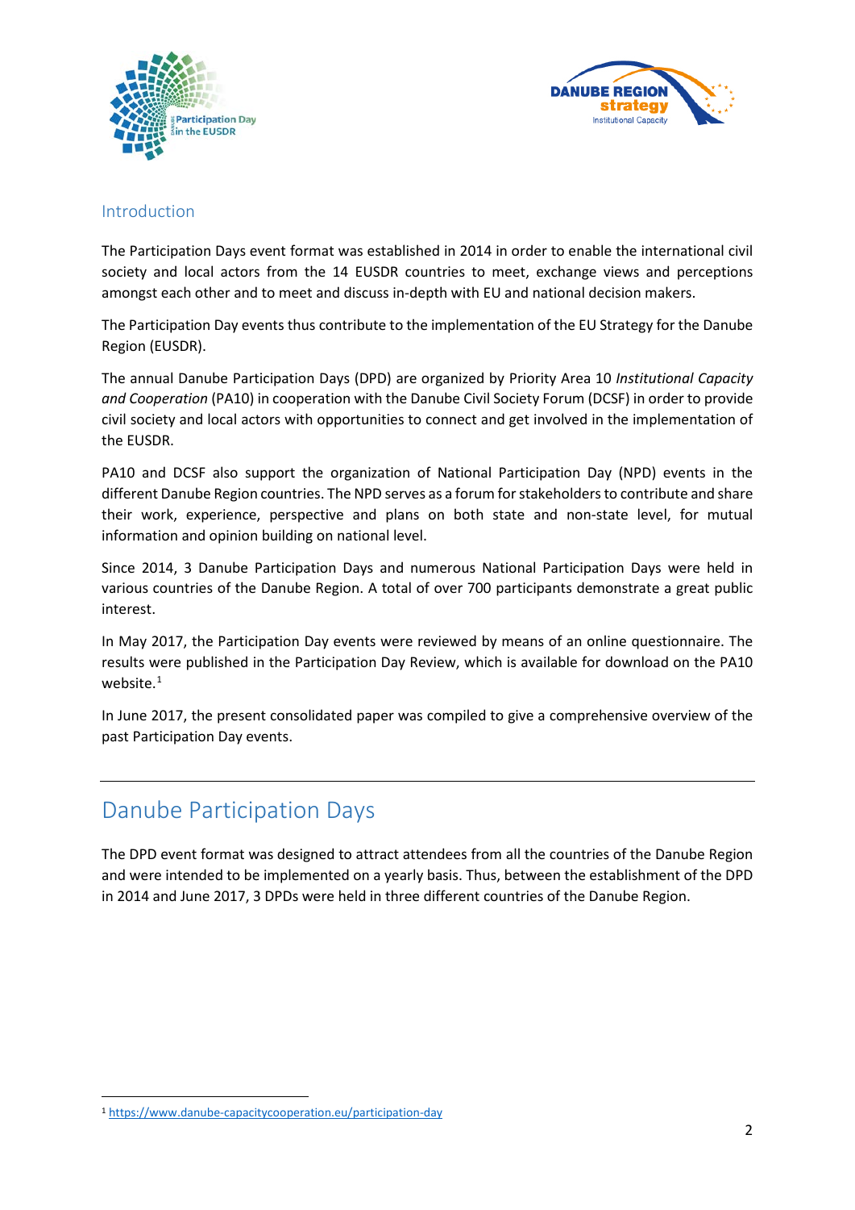## Introduction

The Participation Days event format was established in 2014 in order to enable the international civil society and local actors from the 14 EUSDR countries to meet, exchange views and perceptions amongst each other and to meet and discuss in-depth with EU and national decision makers.

The Participation Day events thus contribute to the implementation of the EU Strategy for the Danube Region (EUSDR).

The annual Danube Participation Days (DPD) are organized by Priority Area 10 *Institutional Capacity and Cooperation* (PA10) in cooperation with the Danube Civil Society Forum (DCSF) in order to provide civil society and local actors with opportunities to connect and get involved in the implementation of the EUSDR.

PA10 and DCSF also support the organization of National Participation Day (NPD) events in the different Danube Region countries. The NPD serves as a forum for stakeholders to contribute and share their work, experience, perspective and plans on both state and non-state level, for mutual information and opinion building on national level.

Since 2014, 3 Danube Participation Days and numerous National Participation Days were held in various countries of the Danube Region. A total of over 700 participants demonstrate a great public interest.

In May 2017, the Participation Day events were reviewed by means of an online questionnaire. The results were published in the Participation Day Review, which is available for download on the PA10 website.[1]

In June 2017, the present consolidated paper was compiled to give a comprehensive overview of the past Participation Day events.

---

# Danube Participation Days

The DPD event format was designed to attract attendees from all the countries of the Danube Region and were intended to be implemented on a yearly basis. Thus, between the establishment of the DPD in 2014 and June 2017, 3 DPDs were held in three different countries of the Danube Region.

---

[1] https://www.danube-capacitycooperation.eu/participation-day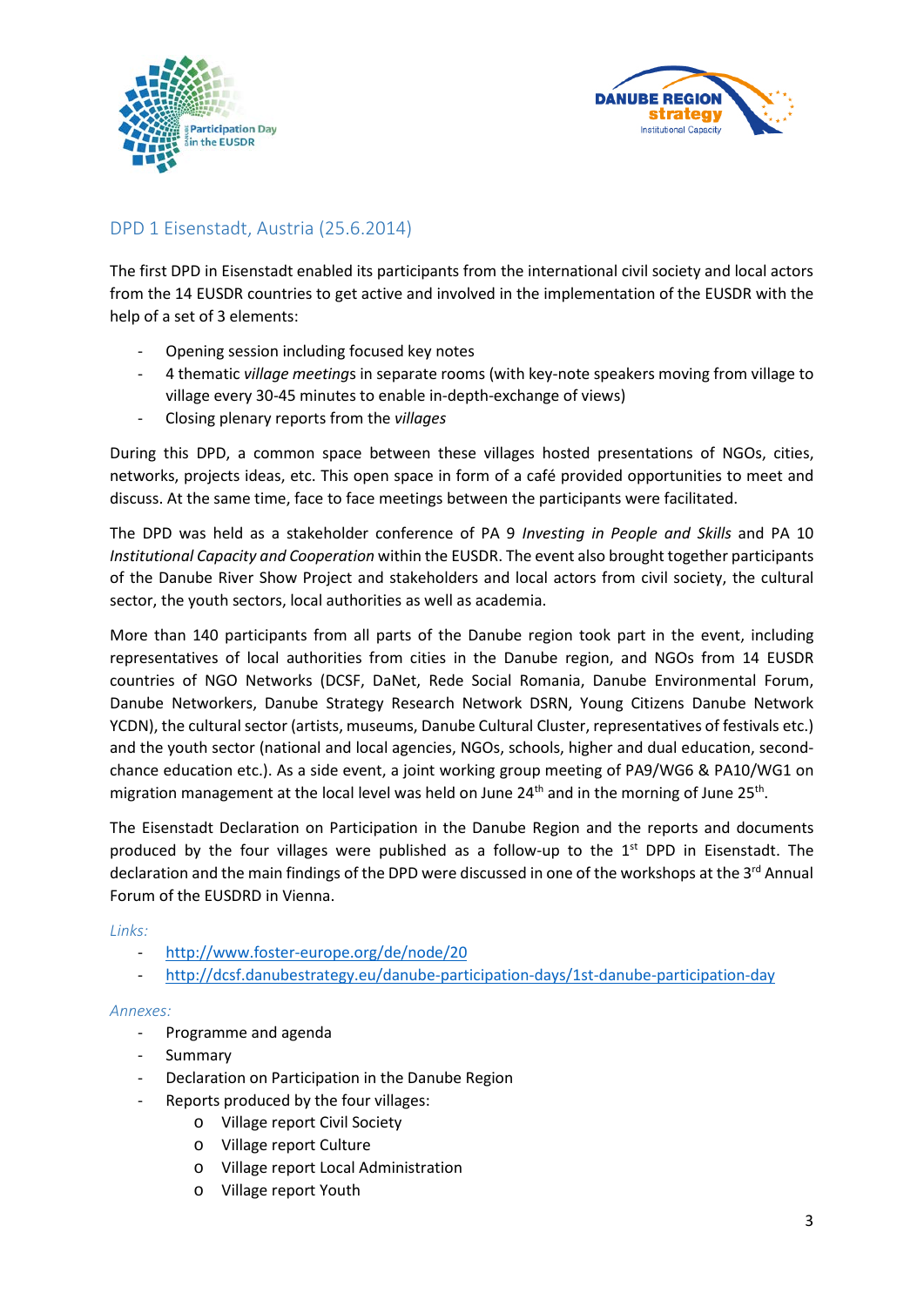## DPD 1 Eisenstadt, Austria (25.6.2014)

The first DPD in Eisenstadt enabled its participants from the international civil society and local actors from the 14 EUSDR countries to get active and involved in the implementation of the EUSDR with the help of a set of 3 elements:

- Opening session including focused key notes
- 4 thematic *village meetings* in separate rooms (with key-note speakers moving from village to village every 30-45 minutes to enable in-depth-exchange of views)
- Closing plenary reports from the *villages*

During this DPD, a common space between these villages hosted presentations of NGOs, cities, networks, projects ideas, etc. This open space in form of a café provided opportunities to meet and discuss. At the same time, face to face meetings between the participants were facilitated.

The DPD was held as a stakeholder conference of PA 9 *Investing in People and Skills* and PA 10 *Institutional Capacity and Cooperation* within the EUSDR. The event also brought together participants of the Danube River Show Project and stakeholders and local actors from civil society, the cultural sector, the youth sectors, local authorities as well as academia.

More than 140 participants from all parts of the Danube region took part in the event, including representatives of local authorities from cities in the Danube region, and NGOs from 14 EUSDR countries of NGO Networks (DCSF, DaNet, Rede Social Romania, Danube Environmental Forum, Danube Networkers, Danube Strategy Research Network DSRN, Young Citizens Danube Network YCDN), the cultural sector (artists, museums, Danube Cultural Cluster, representatives of festivals etc.) and the youth sector (national and local agencies, NGOs, schools, higher and dual education, second-chance education etc.). As a side event, a joint working group meeting of PA9/WG6 & PA10/WG1 on migration management at the local level was held on June 24th and in the morning of June 25th.

The Eisenstadt Declaration on Participation in the Danube Region and the reports and documents produced by the four villages were published as a follow-up to the 1st DPD in Eisenstadt. The declaration and the main findings of the DPD were discussed in one of the workshops at the 3rd Annual Forum of the EUSDRD in Vienna.

*Links:*

- http://www.foster-europe.org/de/node/20
- http://dcsf.danubestrategy.eu/danube-participation-days/1st-danube-participation-day

*Annexes:*

- Programme and agenda
- Summary
- Declaration on Participation in the Danube Region
- Reports produced by the four villages:
    - Village report Civil Society
    - Village report Culture
    - Village report Local Administration
    - Village report Youth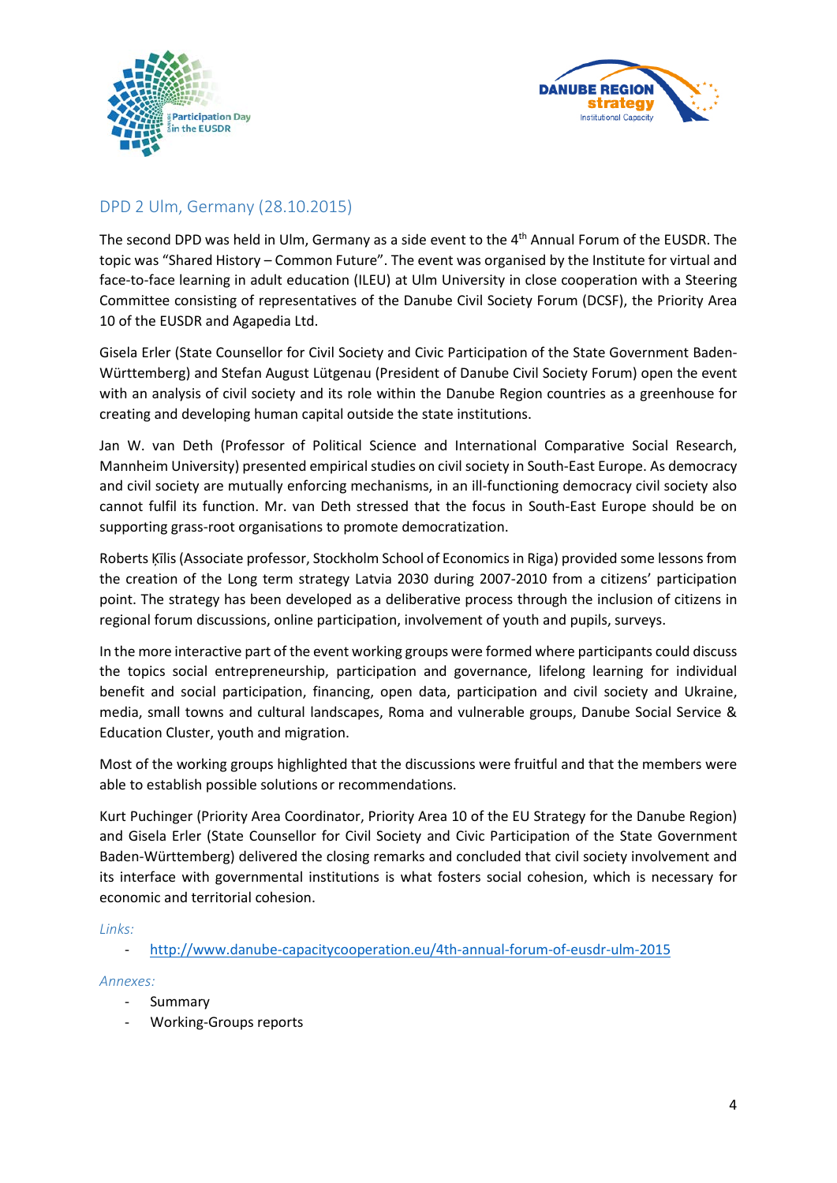## DPD 2 Ulm, Germany (28.10.2015)

The second DPD was held in Ulm, Germany as a side event to the 4th Annual Forum of the EUSDR. The topic was "Shared History – Common Future". The event was organised by the Institute for virtual and face-to-face learning in adult education (ILEU) at Ulm University in close cooperation with a Steering Committee consisting of representatives of the Danube Civil Society Forum (DCSF), the Priority Area 10 of the EUSDR and Agapedia Ltd.

Gisela Erler (State Counsellor for Civil Society and Civic Participation of the State Government Baden-Württemberg) and Stefan August Lütgenau (President of Danube Civil Society Forum) open the event with an analysis of civil society and its role within the Danube Region countries as a greenhouse for creating and developing human capital outside the state institutions.

Jan W. van Deth (Professor of Political Science and International Comparative Social Research, Mannheim University) presented empirical studies on civil society in South-East Europe. As democracy and civil society are mutually enforcing mechanisms, in an ill-functioning democracy civil society also cannot fulfil its function. Mr. van Deth stressed that the focus in South-East Europe should be on supporting grass-root organisations to promote democratization.

Roberts Ķīlis (Associate professor, Stockholm School of Economics in Riga) provided some lessons from the creation of the Long term strategy Latvia 2030 during 2007-2010 from a citizens' participation point. The strategy has been developed as a deliberative process through the inclusion of citizens in regional forum discussions, online participation, involvement of youth and pupils, surveys.

In the more interactive part of the event working groups were formed where participants could discuss the topics social entrepreneurship, participation and governance, lifelong learning for individual benefit and social participation, financing, open data, participation and civil society and Ukraine, media, small towns and cultural landscapes, Roma and vulnerable groups, Danube Social Service & Education Cluster, youth and migration.

Most of the working groups highlighted that the discussions were fruitful and that the members were able to establish possible solutions or recommendations.

Kurt Puchinger (Priority Area Coordinator, Priority Area 10 of the EU Strategy for the Danube Region) and Gisela Erler (State Counsellor for Civil Society and Civic Participation of the State Government Baden-Württemberg) delivered the closing remarks and concluded that civil society involvement and its interface with governmental institutions is what fosters social cohesion, which is necessary for economic and territorial cohesion.

*Links:*

- http://www.danube-capacitycooperation.eu/4th-annual-forum-of-eusdr-ulm-2015

*Annexes:*

- Summary
- Working-Groups reports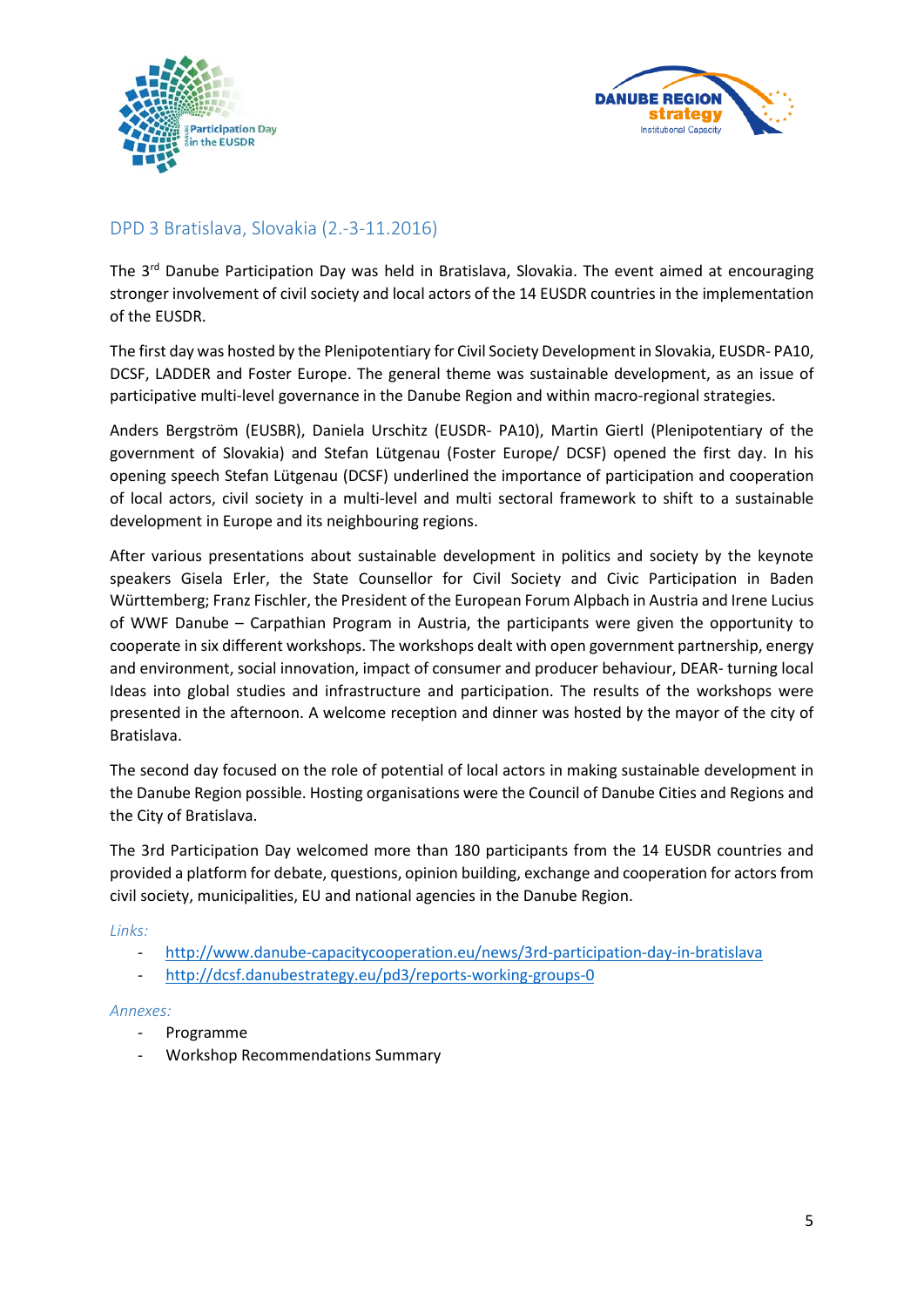## DPD 3 Bratislava, Slovakia (2.-3-11.2016)

The 3rd Danube Participation Day was held in Bratislava, Slovakia. The event aimed at encouraging stronger involvement of civil society and local actors of the 14 EUSDR countries in the implementation of the EUSDR.

The first day was hosted by the Plenipotentiary for Civil Society Development in Slovakia, EUSDR- PA10, DCSF, LADDER and Foster Europe. The general theme was sustainable development, as an issue of participative multi-level governance in the Danube Region and within macro-regional strategies.

Anders Bergström (EUSBR), Daniela Urschitz (EUSDR- PA10), Martin Giertl (Plenipotentiary of the government of Slovakia) and Stefan Lütgenau (Foster Europe/ DCSF) opened the first day. In his opening speech Stefan Lütgenau (DCSF) underlined the importance of participation and cooperation of local actors, civil society in a multi-level and multi sectoral framework to shift to a sustainable development in Europe and its neighbouring regions.

After various presentations about sustainable development in politics and society by the keynote speakers Gisela Erler, the State Counsellor for Civil Society and Civic Participation in Baden Württemberg; Franz Fischler, the President of the European Forum Alpbach in Austria and Irene Lucius of WWF Danube – Carpathian Program in Austria, the participants were given the opportunity to cooperate in six different workshops. The workshops dealt with open government partnership, energy and environment, social innovation, impact of consumer and producer behaviour, DEAR- turning local Ideas into global studies and infrastructure and participation. The results of the workshops were presented in the afternoon. A welcome reception and dinner was hosted by the mayor of the city of Bratislava.

The second day focused on the role of potential of local actors in making sustainable development in the Danube Region possible. Hosting organisations were the Council of Danube Cities and Regions and the City of Bratislava.

The 3rd Participation Day welcomed more than 180 participants from the 14 EUSDR countries and provided a platform for debate, questions, opinion building, exchange and cooperation for actors from civil society, municipalities, EU and national agencies in the Danube Region.

*Links:*

- http://www.danube-capacitycooperation.eu/news/3rd-participation-day-in-bratislava
- http://dcsf.danubestrategy.eu/pd3/reports-working-groups-0

*Annexes:*

- Programme
- Workshop Recommendations Summary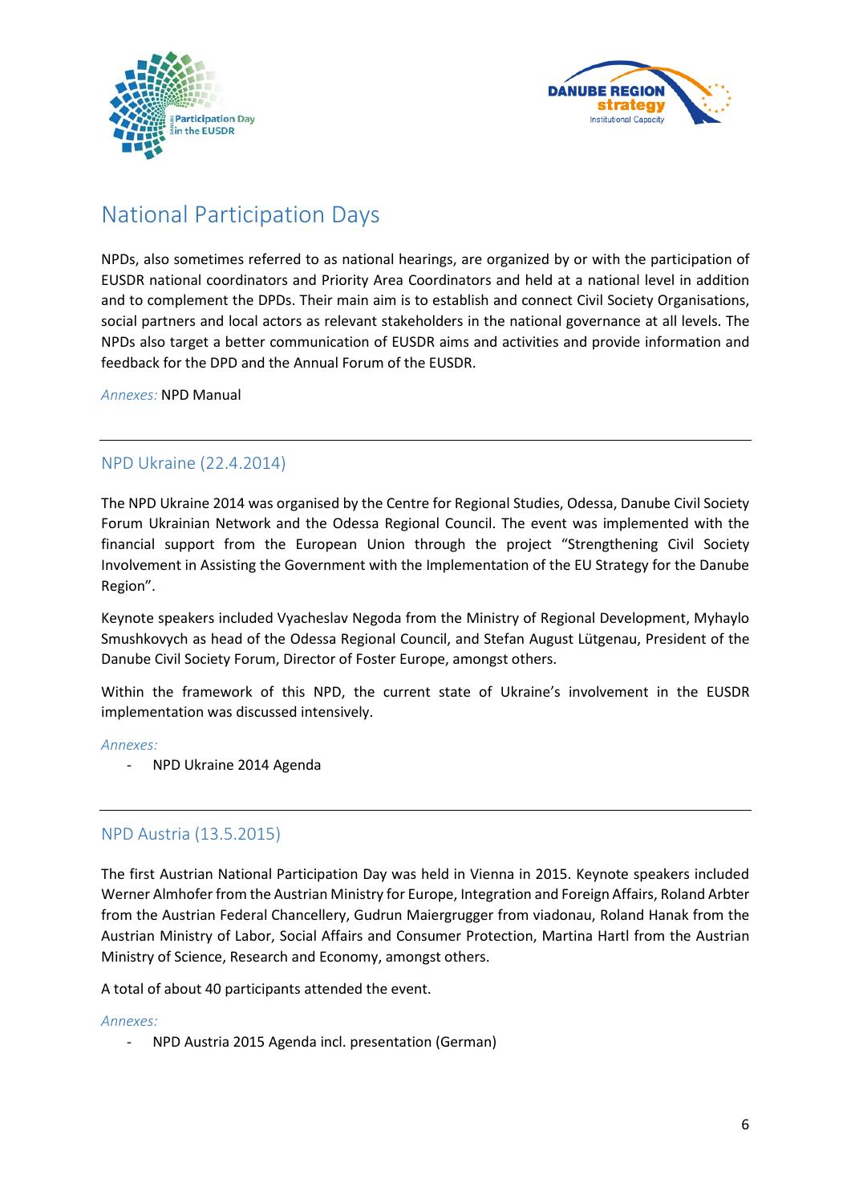# National Participation Days

NPDs, also sometimes referred to as national hearings, are organized by or with the participation of EUSDR national coordinators and Priority Area Coordinators and held at a national level in addition and to complement the DPDs. Their main aim is to establish and connect Civil Society Organisations, social partners and local actors as relevant stakeholders in the national governance at all levels. The NPDs also target a better communication of EUSDR aims and activities and provide information and feedback for the DPD and the Annual Forum of the EUSDR.

*Annexes:* NPD Manual

---

## NPD Ukraine (22.4.2014)

The NPD Ukraine 2014 was organised by the Centre for Regional Studies, Odessa, Danube Civil Society Forum Ukrainian Network and the Odessa Regional Council. The event was implemented with the financial support from the European Union through the project "Strengthening Civil Society Involvement in Assisting the Government with the Implementation of the EU Strategy for the Danube Region".

Keynote speakers included Vyacheslav Negoda from the Ministry of Regional Development, Myhaylo Smushkovych as head of the Odessa Regional Council, and Stefan August Lütgenau, President of the Danube Civil Society Forum, Director of Foster Europe, amongst others.

Within the framework of this NPD, the current state of Ukraine's involvement in the EUSDR implementation was discussed intensively.

*Annexes:*

- NPD Ukraine 2014 Agenda

---

## NPD Austria (13.5.2015)

The first Austrian National Participation Day was held in Vienna in 2015. Keynote speakers included Werner Almhofer from the Austrian Ministry for Europe, Integration and Foreign Affairs, Roland Arbter from the Austrian Federal Chancellery, Gudrun Maiergrugger from viadonau, Roland Hanak from the Austrian Ministry of Labor, Social Affairs and Consumer Protection, Martina Hartl from the Austrian Ministry of Science, Research and Economy, amongst others.

A total of about 40 participants attended the event.

*Annexes:*

- NPD Austria 2015 Agenda incl. presentation (German)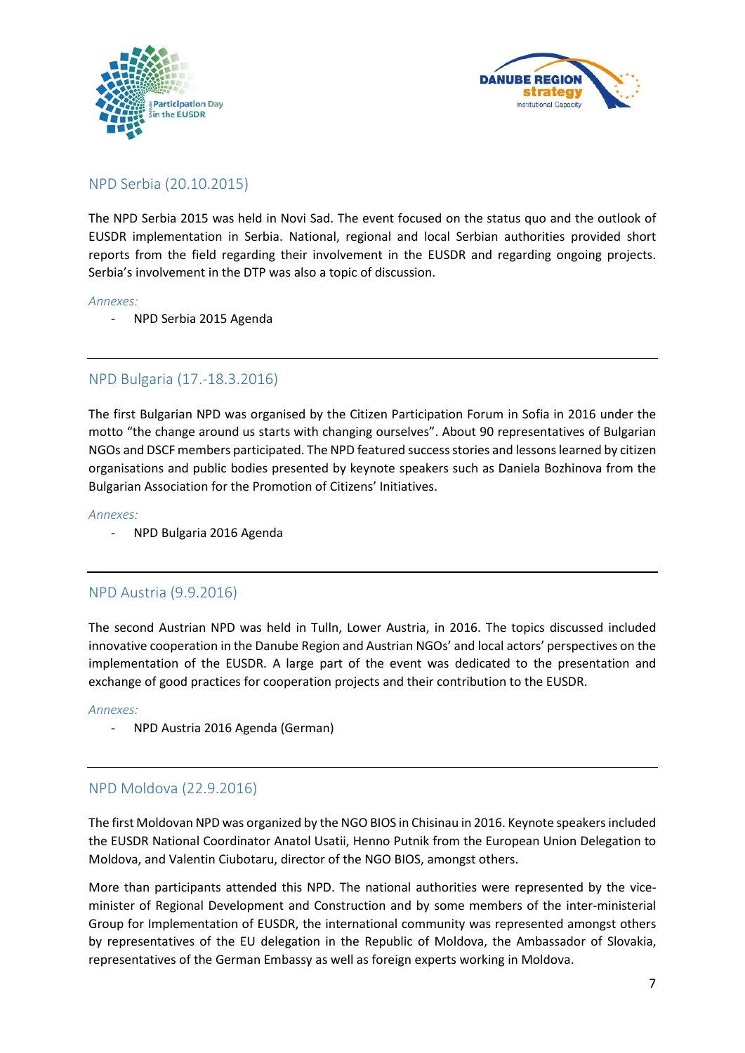## NPD Serbia (20.10.2015)

The NPD Serbia 2015 was held in Novi Sad. The event focused on the status quo and the outlook of EUSDR implementation in Serbia. National, regional and local Serbian authorities provided short reports from the field regarding their involvement in the EUSDR and regarding ongoing projects. Serbia's involvement in the DTP was also a topic of discussion.

*Annexes:*

- NPD Serbia 2015 Agenda

---

## NPD Bulgaria (17.-18.3.2016)

The first Bulgarian NPD was organised by the Citizen Participation Forum in Sofia in 2016 under the motto "the change around us starts with changing ourselves". About 90 representatives of Bulgarian NGOs and DSCF members participated. The NPD featured success stories and lessons learned by citizen organisations and public bodies presented by keynote speakers such as Daniela Bozhinova from the Bulgarian Association for the Promotion of Citizens' Initiatives.

*Annexes:*

- NPD Bulgaria 2016 Agenda

---

## NPD Austria (9.9.2016)

The second Austrian NPD was held in Tulln, Lower Austria, in 2016. The topics discussed included innovative cooperation in the Danube Region and Austrian NGOs' and local actors' perspectives on the implementation of the EUSDR. A large part of the event was dedicated to the presentation and exchange of good practices for cooperation projects and their contribution to the EUSDR.

*Annexes:*

- NPD Austria 2016 Agenda (German)

---

## NPD Moldova (22.9.2016)

The first Moldovan NPD was organized by the NGO BIOS in Chisinau in 2016. Keynote speakers included the EUSDR National Coordinator Anatol Usatii, Henno Putnik from the European Union Delegation to Moldova, and Valentin Ciubotaru, director of the NGO BIOS, amongst others.

More than participants attended this NPD. The national authorities were represented by the vice-minister of Regional Development and Construction and by some members of the inter-ministerial Group for Implementation of EUSDR, the international community was represented amongst others by representatives of the EU delegation in the Republic of Moldova, the Ambassador of Slovakia, representatives of the German Embassy as well as foreign experts working in Moldova.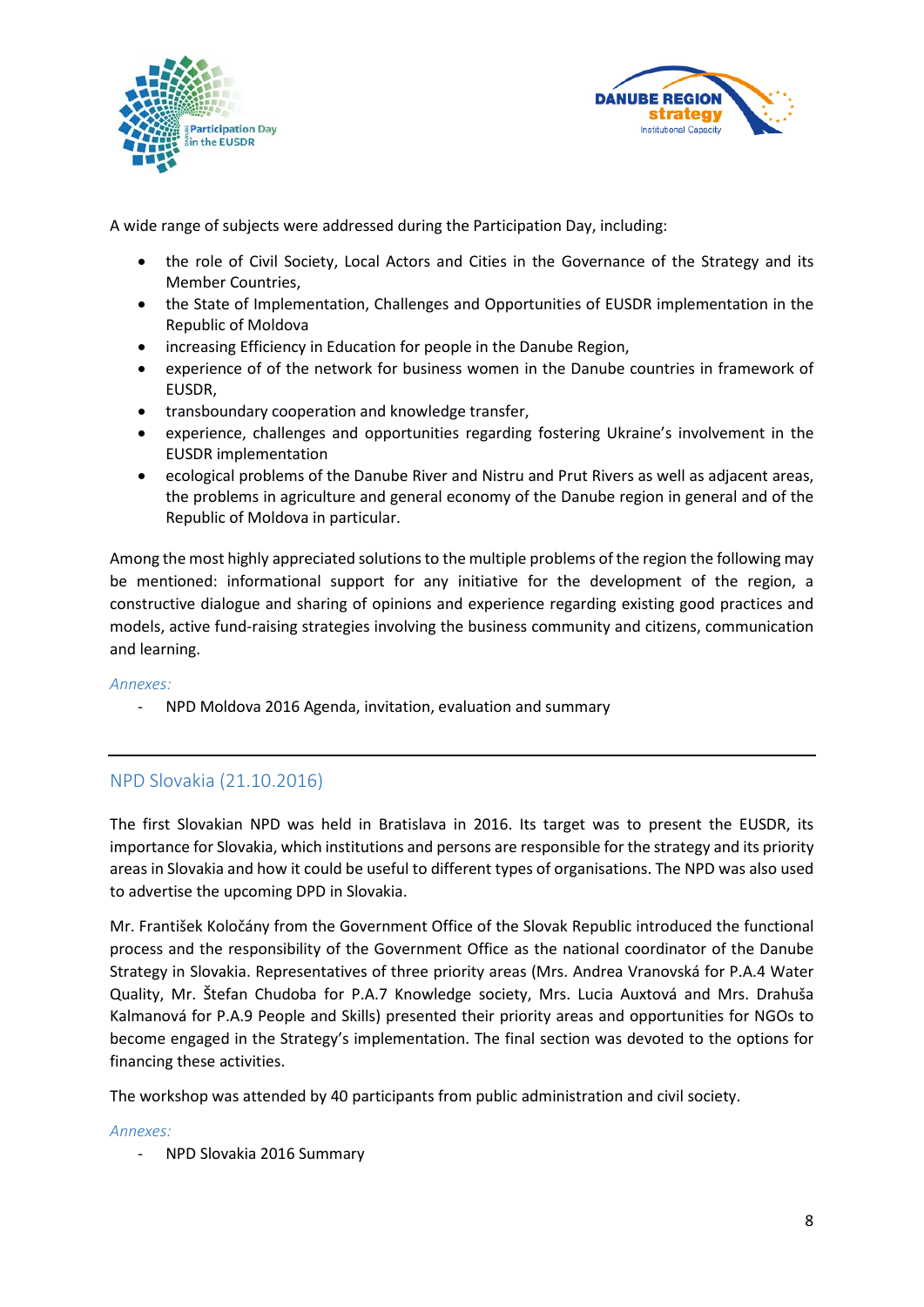A wide range of subjects were addressed during the Participation Day, including:

- the role of Civil Society, Local Actors and Cities in the Governance of the Strategy and its Member Countries,
- the State of Implementation, Challenges and Opportunities of EUSDR implementation in the Republic of Moldova
- increasing Efficiency in Education for people in the Danube Region,
- experience of of the network for business women in the Danube countries in framework of EUSDR,
- transboundary cooperation and knowledge transfer,
- experience, challenges and opportunities regarding fostering Ukraine's involvement in the EUSDR implementation
- ecological problems of the Danube River and Nistru and Prut Rivers as well as adjacent areas, the problems in agriculture and general economy of the Danube region in general and of the Republic of Moldova in particular.

Among the most highly appreciated solutions to the multiple problems of the region the following may be mentioned: informational support for any initiative for the development of the region, a constructive dialogue and sharing of opinions and experience regarding existing good practices and models, active fund-raising strategies involving the business community and citizens, communication and learning.

*Annexes:*

- NPD Moldova 2016 Agenda, invitation, evaluation and summary

---

## NPD Slovakia (21.10.2016)

The first Slovakian NPD was held in Bratislava in 2016. Its target was to present the EUSDR, its importance for Slovakia, which institutions and persons are responsible for the strategy and its priority areas in Slovakia and how it could be useful to different types of organisations. The NPD was also used to advertise the upcoming DPD in Slovakia.

Mr. František Koločány from the Government Office of the Slovak Republic introduced the functional process and the responsibility of the Government Office as the national coordinator of the Danube Strategy in Slovakia. Representatives of three priority areas (Mrs. Andrea Vranovská for P.A.4 Water Quality, Mr. Štefan Chudoba for P.A.7 Knowledge society, Mrs. Lucia Auxtová and Mrs. Drahuša Kalmanová for P.A.9 People and Skills) presented their priority areas and opportunities for NGOs to become engaged in the Strategy's implementation. The final section was devoted to the options for financing these activities.

The workshop was attended by 40 participants from public administration and civil society.

*Annexes:*

- NPD Slovakia 2016 Summary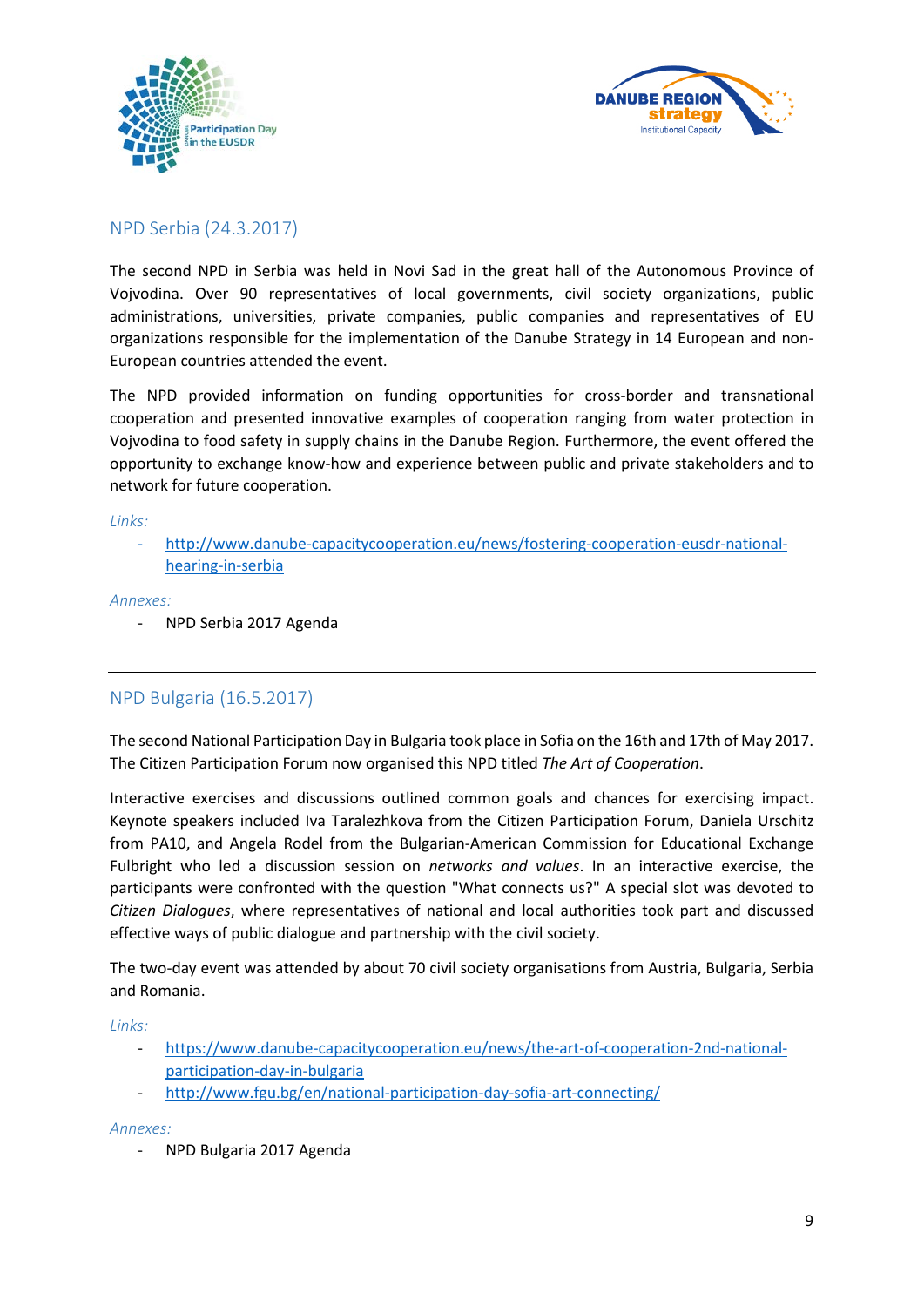## NPD Serbia (24.3.2017)

The second NPD in Serbia was held in Novi Sad in the great hall of the Autonomous Province of Vojvodina. Over 90 representatives of local governments, civil society organizations, public administrations, universities, private companies, public companies and representatives of EU organizations responsible for the implementation of the Danube Strategy in 14 European and non-European countries attended the event.

The NPD provided information on funding opportunities for cross-border and transnational cooperation and presented innovative examples of cooperation ranging from water protection in Vojvodina to food safety in supply chains in the Danube Region. Furthermore, the event offered the opportunity to exchange know-how and experience between public and private stakeholders and to network for future cooperation.

*Links:*

- http://www.danube-capacitycooperation.eu/news/fostering-cooperation-eusdr-national-hearing-in-serbia

*Annexes:*

- NPD Serbia 2017 Agenda

---

## NPD Bulgaria (16.5.2017)

The second National Participation Day in Bulgaria took place in Sofia on the 16th and 17th of May 2017. The Citizen Participation Forum now organised this NPD titled *The Art of Cooperation*.

Interactive exercises and discussions outlined common goals and chances for exercising impact. Keynote speakers included Iva Taralezhkova from the Citizen Participation Forum, Daniela Urschitz from PA10, and Angela Rodel from the Bulgarian-American Commission for Educational Exchange Fulbright who led a discussion session on *networks and values*. In an interactive exercise, the participants were confronted with the question "What connects us?" A special slot was devoted to *Citizen Dialogues*, where representatives of national and local authorities took part and discussed effective ways of public dialogue and partnership with the civil society.

The two-day event was attended by about 70 civil society organisations from Austria, Bulgaria, Serbia and Romania.

*Links:*

- https://www.danube-capacitycooperation.eu/news/the-art-of-cooperation-2nd-national-participation-day-in-bulgaria
- http://www.fgu.bg/en/national-participation-day-sofia-art-connecting/

*Annexes:*

- NPD Bulgaria 2017 Agenda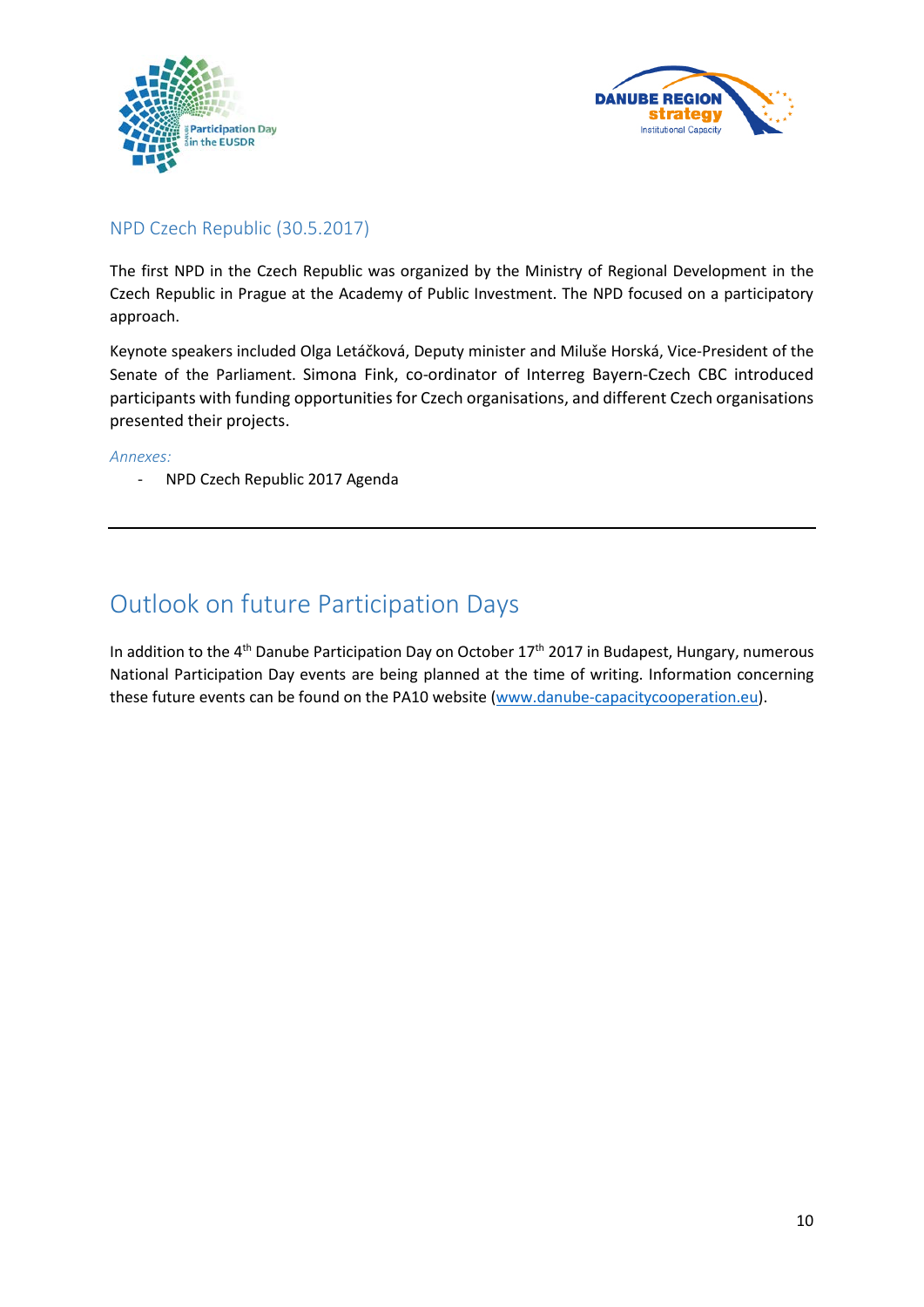## NPD Czech Republic (30.5.2017)

The first NPD in the Czech Republic was organized by the Ministry of Regional Development in the Czech Republic in Prague at the Academy of Public Investment. The NPD focused on a participatory approach.

Keynote speakers included Olga Letáčková, Deputy minister and Miluše Horská, Vice-President of the Senate of the Parliament. Simona Fink, co-ordinator of Interreg Bayern-Czech CBC introduced participants with funding opportunities for Czech organisations, and different Czech organisations presented their projects.

*Annexes:*

- NPD Czech Republic 2017 Agenda

---

# Outlook on future Participation Days

In addition to the 4th Danube Participation Day on October 17th 2017 in Budapest, Hungary, numerous National Participation Day events are being planned at the time of writing. Information concerning these future events can be found on the PA10 website (www.danube-capacitycooperation.eu).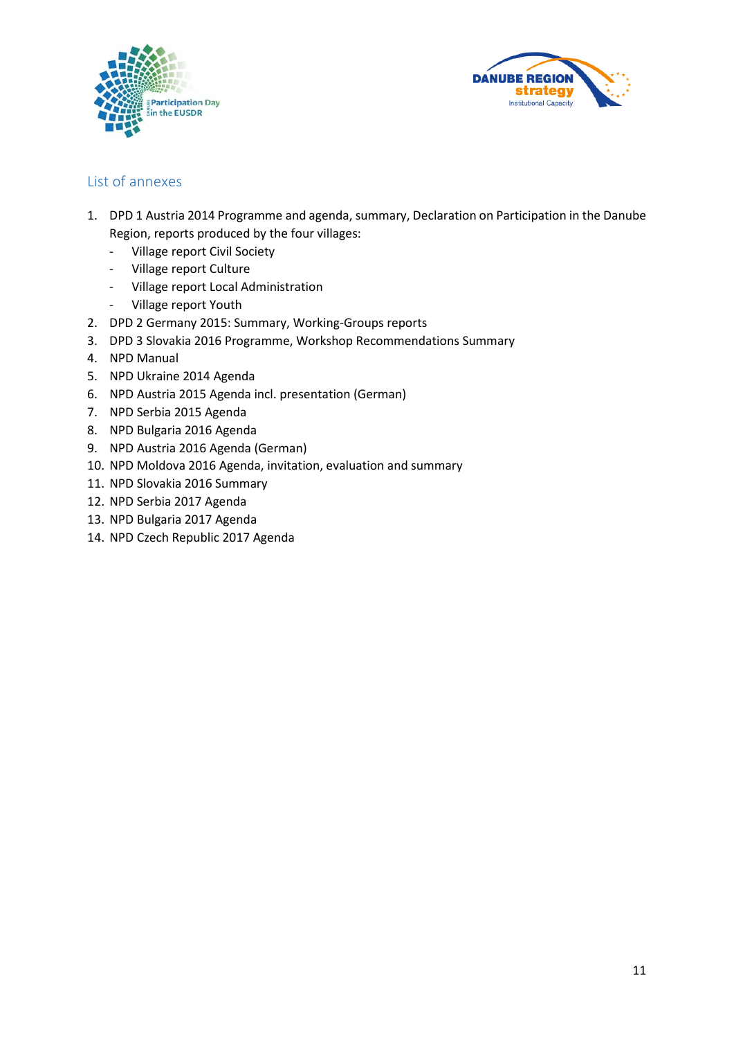## List of annexes

1. DPD 1 Austria 2014 Programme and agenda, summary, Declaration on Participation in the Danube Region, reports produced by the four villages:
   - Village report Civil Society
   - Village report Culture
   - Village report Local Administration
   - Village report Youth
2. DPD 2 Germany 2015: Summary, Working-Groups reports
3. DPD 3 Slovakia 2016 Programme, Workshop Recommendations Summary
4. NPD Manual
5. NPD Ukraine 2014 Agenda
6. NPD Austria 2015 Agenda incl. presentation (German)
7. NPD Serbia 2015 Agenda
8. NPD Bulgaria 2016 Agenda
9. NPD Austria 2016 Agenda (German)
10. NPD Moldova 2016 Agenda, invitation, evaluation and summary
11. NPD Slovakia 2016 Summary
12. NPD Serbia 2017 Agenda
13. NPD Bulgaria 2017 Agenda
14. NPD Czech Republic 2017 Agenda